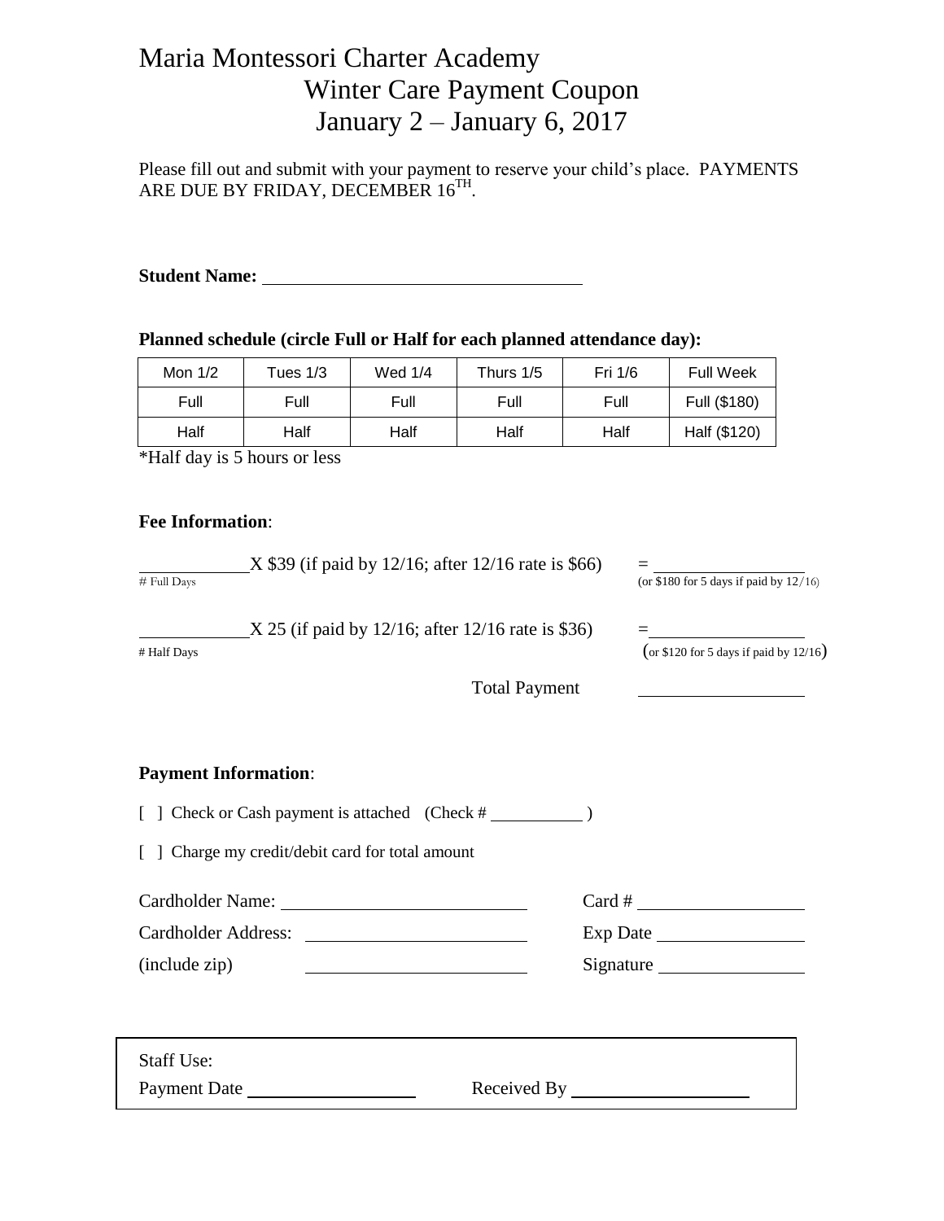# Maria Montessori Charter Academy

## Winter Care Payment Coupon

## January 2 – January 6, 2017

Please fill out and submit with your payment to reserve your child's place. PAYMENTS ARE DUE BY FRIDAY, DECEMBER 16TH.

**Student Name:** ___________________________________

**Planned schedule (circle Full or Half for each planned attendance day):**

| Mon 1/2 | Tues 1/3 | Wed 1/4 | Thurs 1/5 | Fri 1/6 | Full Week |
|---|---|---|---|---|---|
| Full | Full | Full | Full | Full | Full ($180) |
| Half | Half | Half | Half | Half | Half ($120) |

*Half day is 5 hours or less

**Fee Information**:

____________ X $39 (if paid by 12/16; after 12/16 rate is $66) = ________________
# Full Days (or $180 for 5 days if paid by 12/16)

____________ X 25 (if paid by 12/16; after 12/16 rate is $36) = ________________
# Half Days (or $120 for 5 days if paid by 12/16)

Total Payment ________________

**Payment Information**:

[ ] Check or Cash payment is attached (Check # __________ )

[ ] Charge my credit/debit card for total amount

Cardholder Name: ___________________________ Card # ___________________

Cardholder Address: ________________________ Exp Date _________________

(include zip) ________________________ Signature _________________

Staff Use:

Payment Date __________________ Received By ___________________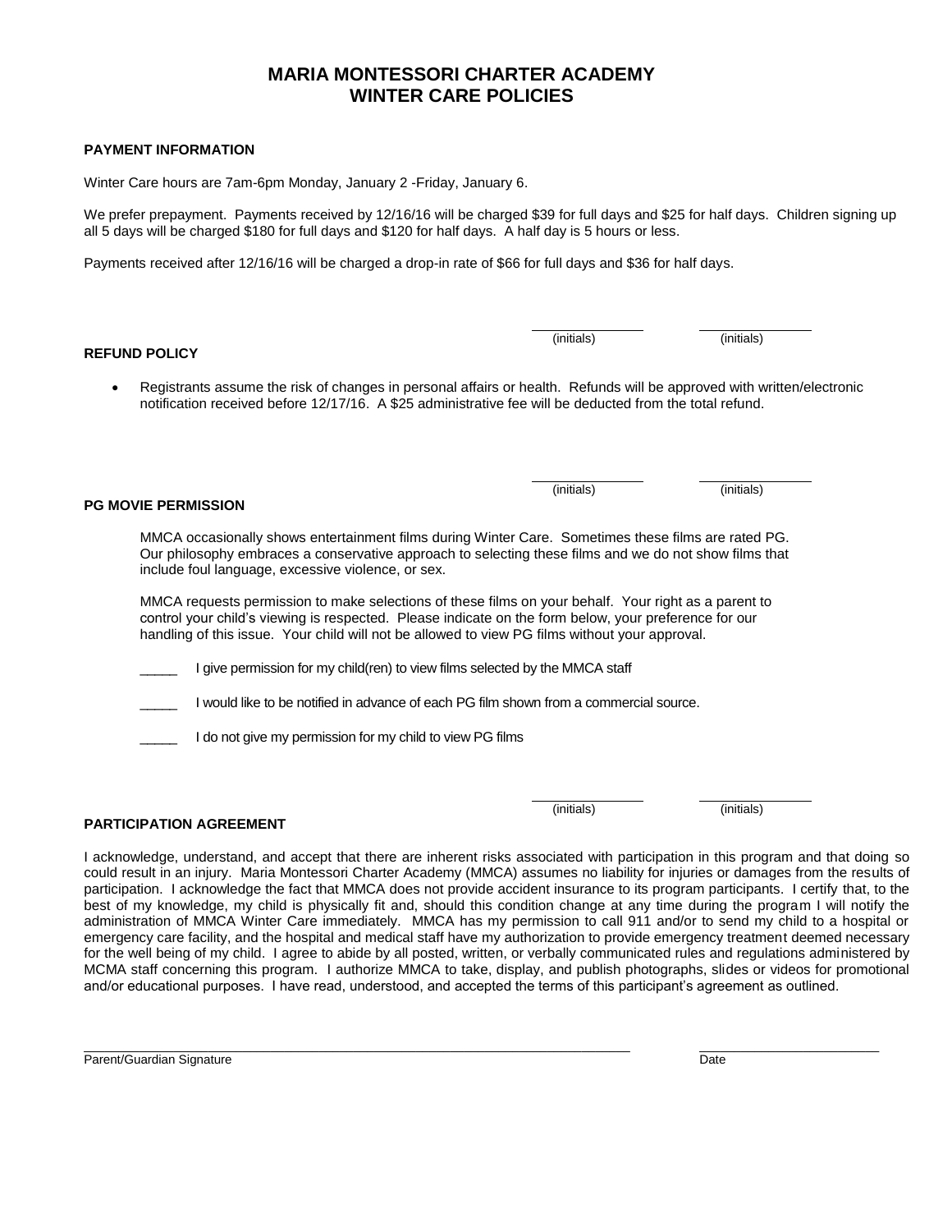# MARIA MONTESSORI CHARTER ACADEMY
# WINTER CARE POLICIES

**PAYMENT INFORMATION**

Winter Care hours are 7am-6pm Monday, January 2 -Friday, January 6.

We prefer prepayment. Payments received by 12/16/16 will be charged $39 for full days and $25 for half days. Children signing up all 5 days will be charged $180 for full days and $120 for half days. A half day is 5 hours or less.

Payments received after 12/16/16 will be charged a drop-in rate of $66 for full days and $36 for half days.

\_\_\_\_\_\_\_\_\_\_\_\_ (initials)    \_\_\_\_\_\_\_\_\_\_\_\_ (initials)

**REFUND POLICY**

- Registrants assume the risk of changes in personal affairs or health. Refunds will be approved with written/electronic notification received before 12/17/16. A $25 administrative fee will be deducted from the total refund.

\_\_\_\_\_\_\_\_\_\_\_\_ (initials)    \_\_\_\_\_\_\_\_\_\_\_\_ (initials)

**PG MOVIE PERMISSION**

MMCA occasionally shows entertainment films during Winter Care. Sometimes these films are rated PG. Our philosophy embraces a conservative approach to selecting these films and we do not show films that include foul language, excessive violence, or sex.

MMCA requests permission to make selections of these films on your behalf. Your right as a parent to control your child's viewing is respected. Please indicate on the form below, your preference for our handling of this issue. Your child will not be allowed to view PG films without your approval.

\_\_\_\_\_ I give permission for my child(ren) to view films selected by the MMCA staff

\_\_\_\_\_ I would like to be notified in advance of each PG film shown from a commercial source.

\_\_\_\_\_ I do not give my permission for my child to view PG films

\_\_\_\_\_\_\_\_\_\_\_\_ (initials)    \_\_\_\_\_\_\_\_\_\_\_\_ (initials)

**PARTICIPATION AGREEMENT**

I acknowledge, understand, and accept that there are inherent risks associated with participation in this program and that doing so could result in an injury. Maria Montessori Charter Academy (MMCA) assumes no liability for injuries or damages from the results of participation. I acknowledge the fact that MMCA does not provide accident insurance to its program participants. I certify that, to the best of my knowledge, my child is physically fit and, should this condition change at any time during the program I will notify the administration of MMCA Winter Care immediately. MMCA has my permission to call 911 and/or to send my child to a hospital or emergency care facility, and the hospital and medical staff have my authorization to provide emergency treatment deemed necessary for the well being of my child. I agree to abide by all posted, written, or verbally communicated rules and regulations administered by MCMA staff concerning this program. I authorize MMCA to take, display, and publish photographs, slides or videos for promotional and/or educational purposes. I have read, understood, and accepted the terms of this participant's agreement as outlined.

\_\_\_\_\_\_\_\_\_\_\_\_\_\_\_\_\_\_\_\_\_\_\_\_\_\_\_\_\_\_\_\_\_\_\_\_\_\_\_\_ Parent/Guardian Signature    \_\_\_\_\_\_\_\_\_\_\_\_\_\_\_\_ Date